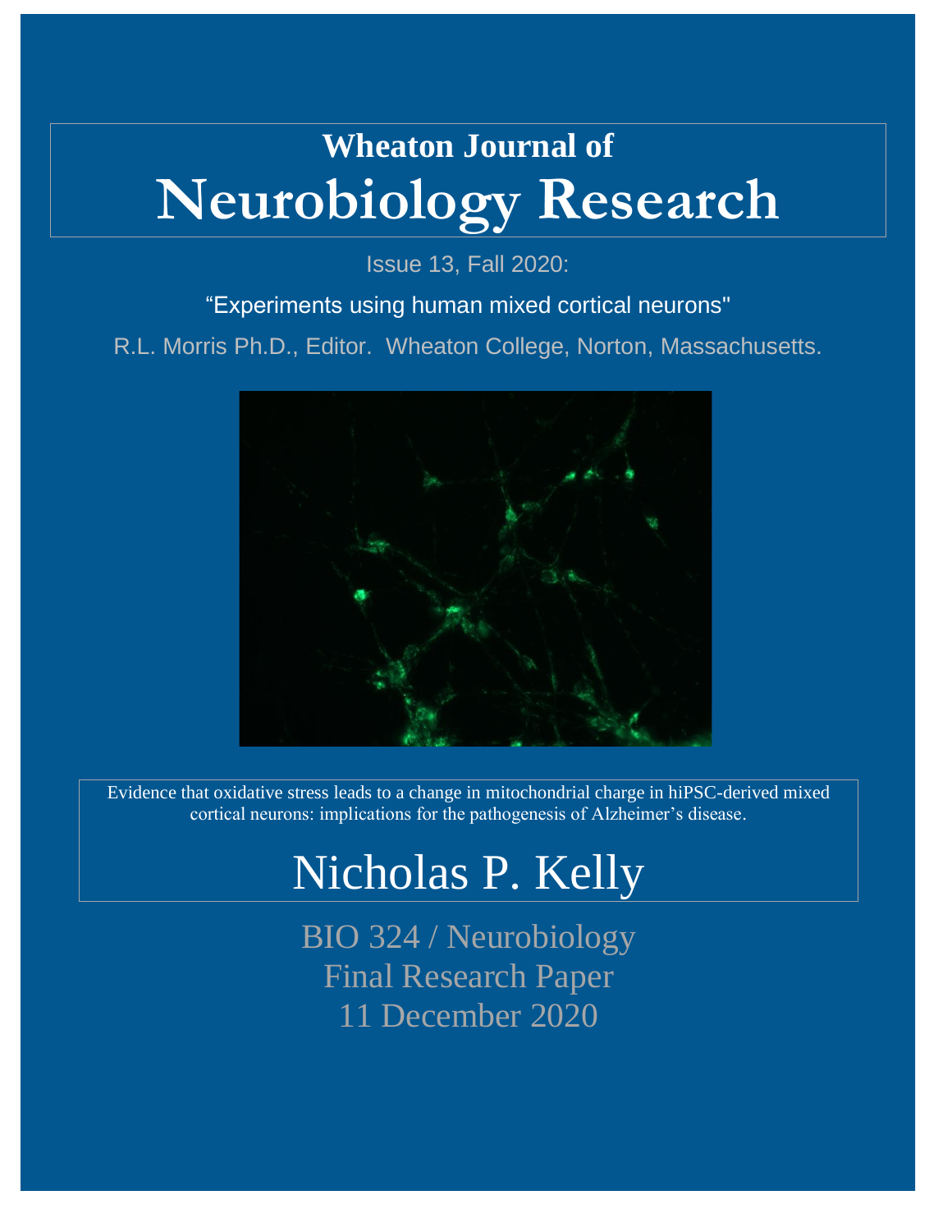# Wheaton Journal of
# Neurobiology Research

Issue 13, Fall 2020:

"Experiments using human mixed cortical neurons"

R.L. Morris Ph.D., Editor. Wheaton College, Norton, Massachusetts.

Evidence that oxidative stress leads to a change in mitochondrial charge in hiPSC-derived mixed cortical neurons: implications for the pathogenesis of Alzheimer's disease.

## Nicholas P. Kelly

BIO 324 / Neurobiology
Final Research Paper
11 December 2020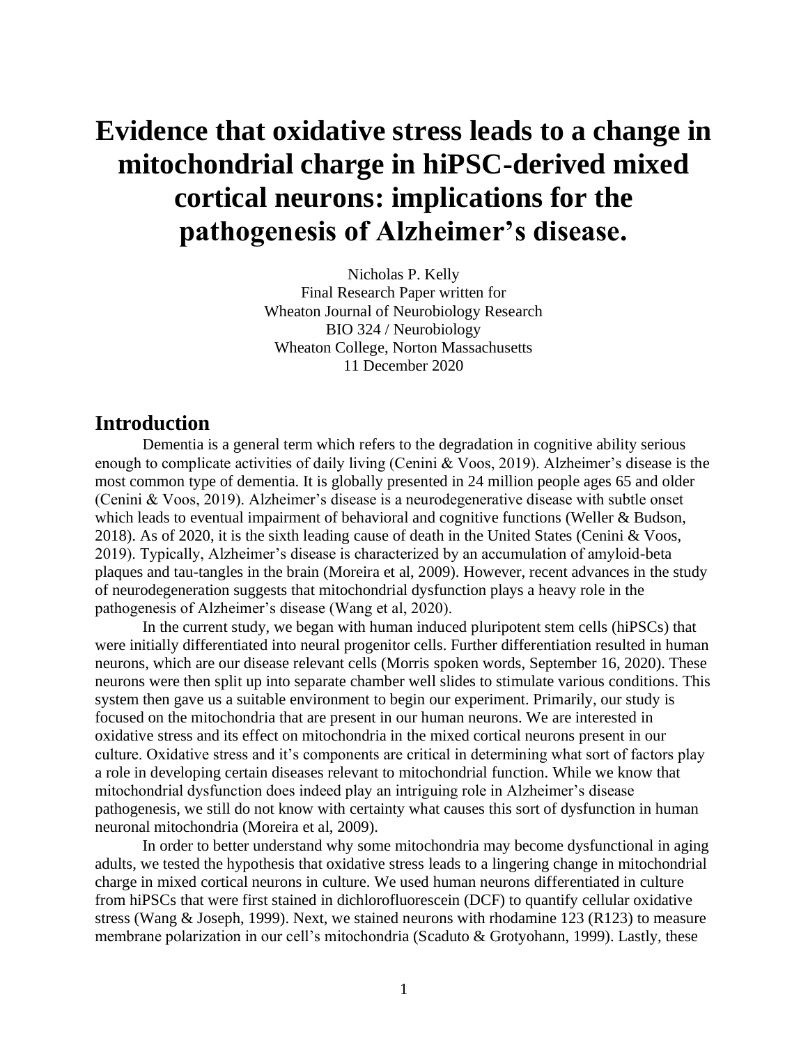# Evidence that oxidative stress leads to a change in mitochondrial charge in hiPSC-derived mixed cortical neurons: implications for the pathogenesis of Alzheimer's disease.

Nicholas P. Kelly
Final Research Paper written for
Wheaton Journal of Neurobiology Research
BIO 324 / Neurobiology
Wheaton College, Norton Massachusetts
11 December 2020

## Introduction

Dementia is a general term which refers to the degradation in cognitive ability serious enough to complicate activities of daily living (Cenini & Voos, 2019). Alzheimer's disease is the most common type of dementia. It is globally presented in 24 million people ages 65 and older (Cenini & Voos, 2019). Alzheimer's disease is a neurodegenerative disease with subtle onset which leads to eventual impairment of behavioral and cognitive functions (Weller & Budson, 2018). As of 2020, it is the sixth leading cause of death in the United States (Cenini & Voos, 2019). Typically, Alzheimer's disease is characterized by an accumulation of amyloid-beta plaques and tau-tangles in the brain (Moreira et al, 2009). However, recent advances in the study of neurodegeneration suggests that mitochondrial dysfunction plays a heavy role in the pathogenesis of Alzheimer's disease (Wang et al, 2020).

In the current study, we began with human induced pluripotent stem cells (hiPSCs) that were initially differentiated into neural progenitor cells. Further differentiation resulted in human neurons, which are our disease relevant cells (Morris spoken words, September 16, 2020). These neurons were then split up into separate chamber well slides to stimulate various conditions. This system then gave us a suitable environment to begin our experiment. Primarily, our study is focused on the mitochondria that are present in our human neurons. We are interested in oxidative stress and its effect on mitochondria in the mixed cortical neurons present in our culture. Oxidative stress and it's components are critical in determining what sort of factors play a role in developing certain diseases relevant to mitochondrial function. While we know that mitochondrial dysfunction does indeed play an intriguing role in Alzheimer's disease pathogenesis, we still do not know with certainty what causes this sort of dysfunction in human neuronal mitochondria (Moreira et al, 2009).

In order to better understand why some mitochondria may become dysfunctional in aging adults, we tested the hypothesis that oxidative stress leads to a lingering change in mitochondrial charge in mixed cortical neurons in culture. We used human neurons differentiated in culture from hiPSCs that were first stained in dichlorofluorescein (DCF) to quantify cellular oxidative stress (Wang & Joseph, 1999). Next, we stained neurons with rhodamine 123 (R123) to measure membrane polarization in our cell's mitochondria (Scaduto & Grotyohann, 1999). Lastly, these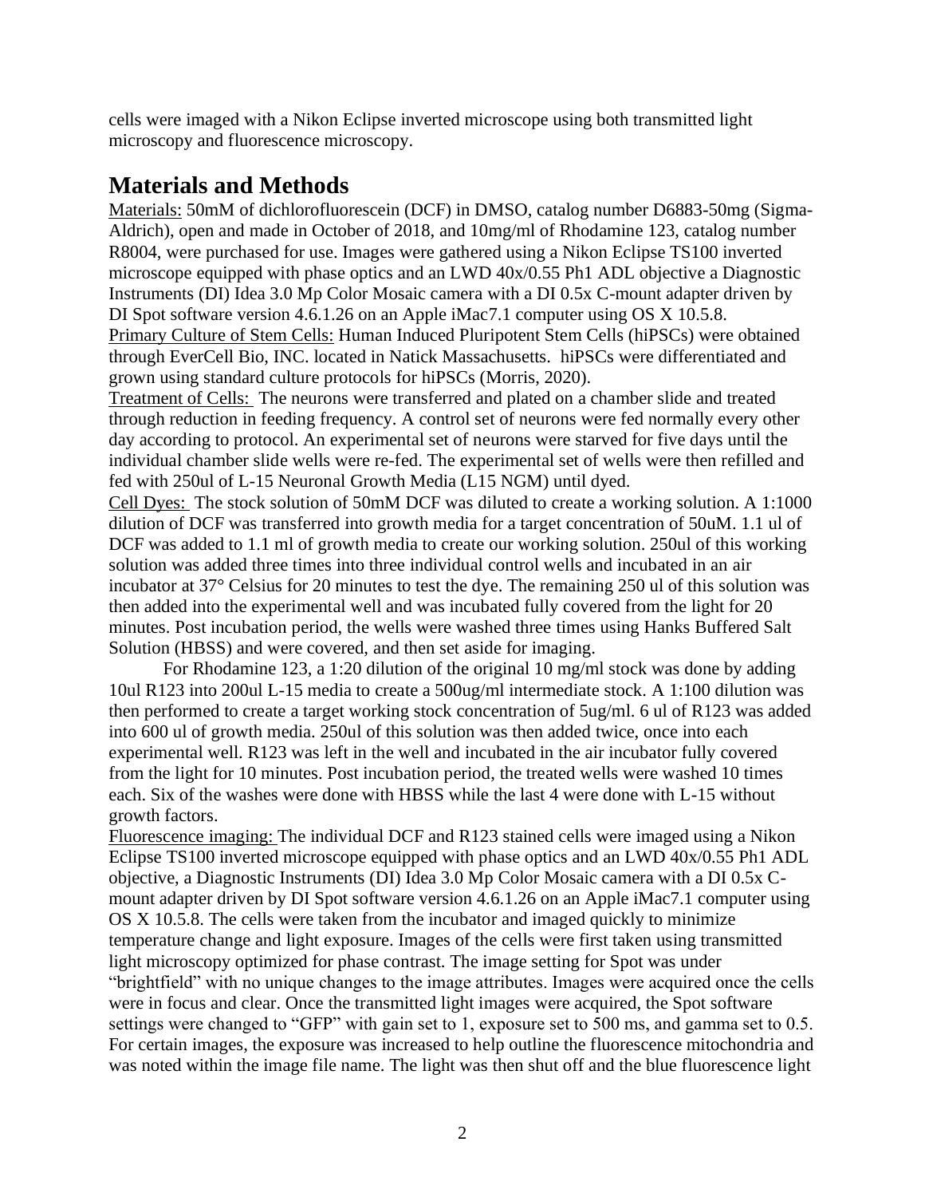cells were imaged with a Nikon Eclipse inverted microscope using both transmitted light microscopy and fluorescence microscopy.

## Materials and Methods

Materials: 50mM of dichlorofluorescein (DCF) in DMSO, catalog number D6883-50mg (Sigma-Aldrich), open and made in October of 2018, and 10mg/ml of Rhodamine 123, catalog number R8004, were purchased for use. Images were gathered using a Nikon Eclipse TS100 inverted microscope equipped with phase optics and an LWD 40x/0.55 Ph1 ADL objective a Diagnostic Instruments (DI) Idea 3.0 Mp Color Mosaic camera with a DI 0.5x C-mount adapter driven by DI Spot software version 4.6.1.26 on an Apple iMac7.1 computer using OS X 10.5.8.

Primary Culture of Stem Cells: Human Induced Pluripotent Stem Cells (hiPSCs) were obtained through EverCell Bio, INC. located in Natick Massachusetts. hiPSCs were differentiated and grown using standard culture protocols for hiPSCs (Morris, 2020).

Treatment of Cells: The neurons were transferred and plated on a chamber slide and treated through reduction in feeding frequency. A control set of neurons were fed normally every other day according to protocol. An experimental set of neurons were starved for five days until the individual chamber slide wells were re-fed. The experimental set of wells were then refilled and fed with 250ul of L-15 Neuronal Growth Media (L15 NGM) until dyed.

Cell Dyes: The stock solution of 50mM DCF was diluted to create a working solution. A 1:1000 dilution of DCF was transferred into growth media for a target concentration of 50uM. 1.1 ul of DCF was added to 1.1 ml of growth media to create our working solution. 250ul of this working solution was added three times into three individual control wells and incubated in an air incubator at 37° Celsius for 20 minutes to test the dye. The remaining 250 ul of this solution was then added into the experimental well and was incubated fully covered from the light for 20 minutes. Post incubation period, the wells were washed three times using Hanks Buffered Salt Solution (HBSS) and were covered, and then set aside for imaging.

For Rhodamine 123, a 1:20 dilution of the original 10 mg/ml stock was done by adding 10ul R123 into 200ul L-15 media to create a 500ug/ml intermediate stock. A 1:100 dilution was then performed to create a target working stock concentration of 5ug/ml. 6 ul of R123 was added into 600 ul of growth media. 250ul of this solution was then added twice, once into each experimental well. R123 was left in the well and incubated in the air incubator fully covered from the light for 10 minutes. Post incubation period, the treated wells were washed 10 times each. Six of the washes were done with HBSS while the last 4 were done with L-15 without growth factors.

Fluorescence imaging: The individual DCF and R123 stained cells were imaged using a Nikon Eclipse TS100 inverted microscope equipped with phase optics and an LWD 40x/0.55 Ph1 ADL objective, a Diagnostic Instruments (DI) Idea 3.0 Mp Color Mosaic camera with a DI 0.5x C-mount adapter driven by DI Spot software version 4.6.1.26 on an Apple iMac7.1 computer using OS X 10.5.8. The cells were taken from the incubator and imaged quickly to minimize temperature change and light exposure. Images of the cells were first taken using transmitted light microscopy optimized for phase contrast. The image setting for Spot was under "brightfield" with no unique changes to the image attributes. Images were acquired once the cells were in focus and clear. Once the transmitted light images were acquired, the Spot software settings were changed to "GFP" with gain set to 1, exposure set to 500 ms, and gamma set to 0.5. For certain images, the exposure was increased to help outline the fluorescence mitochondria and was noted within the image file name. The light was then shut off and the blue fluorescence light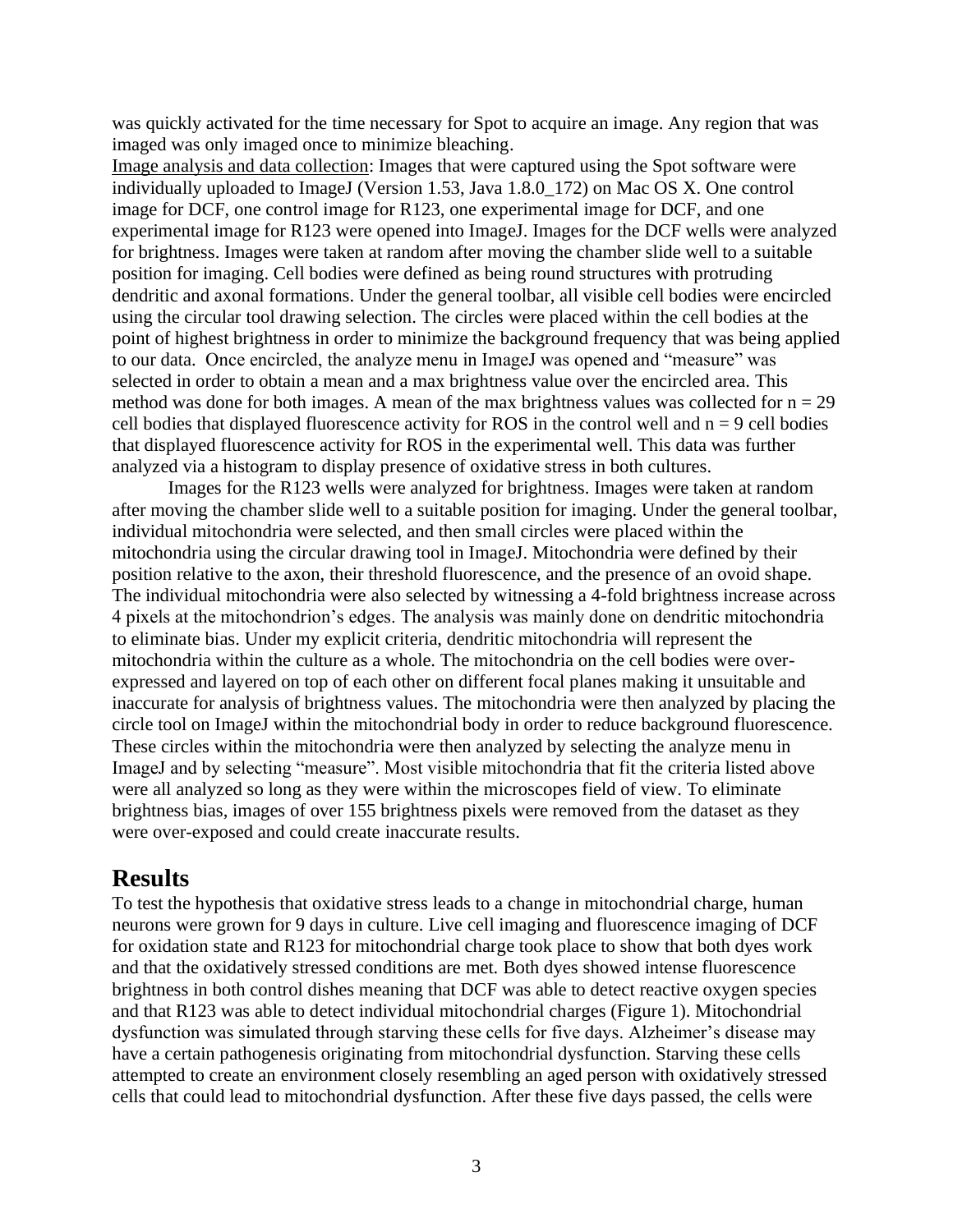was quickly activated for the time necessary for Spot to acquire an image. Any region that was imaged was only imaged once to minimize bleaching.

Image analysis and data collection: Images that were captured using the Spot software were individually uploaded to ImageJ (Version 1.53, Java 1.8.0_172) on Mac OS X. One control image for DCF, one control image for R123, one experimental image for DCF, and one experimental image for R123 were opened into ImageJ. Images for the DCF wells were analyzed for brightness. Images were taken at random after moving the chamber slide well to a suitable position for imaging. Cell bodies were defined as being round structures with protruding dendritic and axonal formations. Under the general toolbar, all visible cell bodies were encircled using the circular tool drawing selection. The circles were placed within the cell bodies at the point of highest brightness in order to minimize the background frequency that was being applied to our data. Once encircled, the analyze menu in ImageJ was opened and "measure" was selected in order to obtain a mean and a max brightness value over the encircled area. This method was done for both images. A mean of the max brightness values was collected for $n = 29$ cell bodies that displayed fluorescence activity for ROS in the control well and $n = 9$ cell bodies that displayed fluorescence activity for ROS in the experimental well. This data was further analyzed via a histogram to display presence of oxidative stress in both cultures.

Images for the R123 wells were analyzed for brightness. Images were taken at random after moving the chamber slide well to a suitable position for imaging. Under the general toolbar, individual mitochondria were selected, and then small circles were placed within the mitochondria using the circular drawing tool in ImageJ. Mitochondria were defined by their position relative to the axon, their threshold fluorescence, and the presence of an ovoid shape. The individual mitochondria were also selected by witnessing a 4-fold brightness increase across 4 pixels at the mitochondrion's edges. The analysis was mainly done on dendritic mitochondria to eliminate bias. Under my explicit criteria, dendritic mitochondria will represent the mitochondria within the culture as a whole. The mitochondria on the cell bodies were over-expressed and layered on top of each other on different focal planes making it unsuitable and inaccurate for analysis of brightness values. The mitochondria were then analyzed by placing the circle tool on ImageJ within the mitochondrial body in order to reduce background fluorescence. These circles within the mitochondria were then analyzed by selecting the analyze menu in ImageJ and by selecting "measure". Most visible mitochondria that fit the criteria listed above were all analyzed so long as they were within the microscopes field of view. To eliminate brightness bias, images of over 155 brightness pixels were removed from the dataset as they were over-exposed and could create inaccurate results.

## Results

To test the hypothesis that oxidative stress leads to a change in mitochondrial charge, human neurons were grown for 9 days in culture. Live cell imaging and fluorescence imaging of DCF for oxidation state and R123 for mitochondrial charge took place to show that both dyes work and that the oxidatively stressed conditions are met. Both dyes showed intense fluorescence brightness in both control dishes meaning that DCF was able to detect reactive oxygen species and that R123 was able to detect individual mitochondrial charges (Figure 1). Mitochondrial dysfunction was simulated through starving these cells for five days. Alzheimer's disease may have a certain pathogenesis originating from mitochondrial dysfunction. Starving these cells attempted to create an environment closely resembling an aged person with oxidatively stressed cells that could lead to mitochondrial dysfunction. After these five days passed, the cells were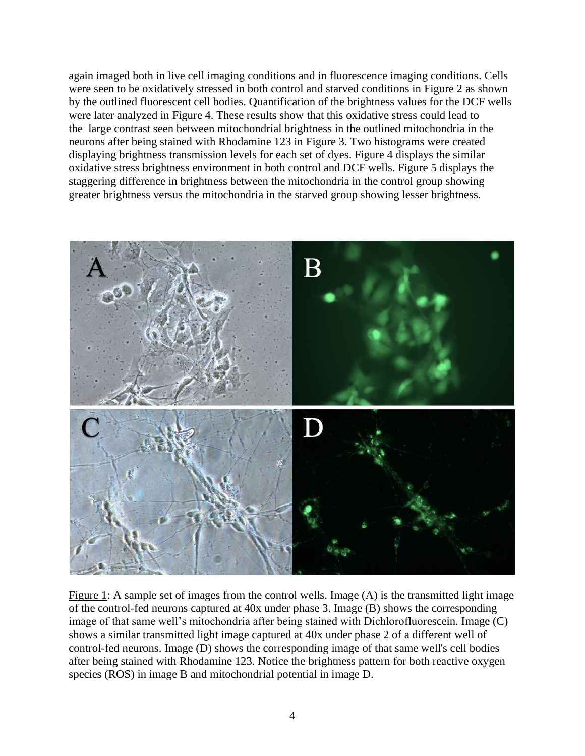again imaged both in live cell imaging conditions and in fluorescence imaging conditions. Cells were seen to be oxidatively stressed in both control and starved conditions in Figure 2 as shown by the outlined fluorescent cell bodies. Quantification of the brightness values for the DCF wells were later analyzed in Figure 4. These results show that this oxidative stress could lead to the large contrast seen between mitochondrial brightness in the outlined mitochondria in the neurons after being stained with Rhodamine 123 in Figure 3. Two histograms were created displaying brightness transmission levels for each set of dyes. Figure 4 displays the similar oxidative stress brightness environment in both control and DCF wells. Figure 5 displays the staggering difference in brightness between the mitochondria in the control group showing greater brightness versus the mitochondria in the starved group showing lesser brightness.

Figure 1: A sample set of images from the control wells. Image (A) is the transmitted light image of the control-fed neurons captured at 40x under phase 3. Image (B) shows the corresponding image of that same well's mitochondria after being stained with Dichlorofluorescein. Image (C) shows a similar transmitted light image captured at 40x under phase 2 of a different well of control-fed neurons. Image (D) shows the corresponding image of that same well's cell bodies after being stained with Rhodamine 123. Notice the brightness pattern for both reactive oxygen species (ROS) in image B and mitochondrial potential in image D.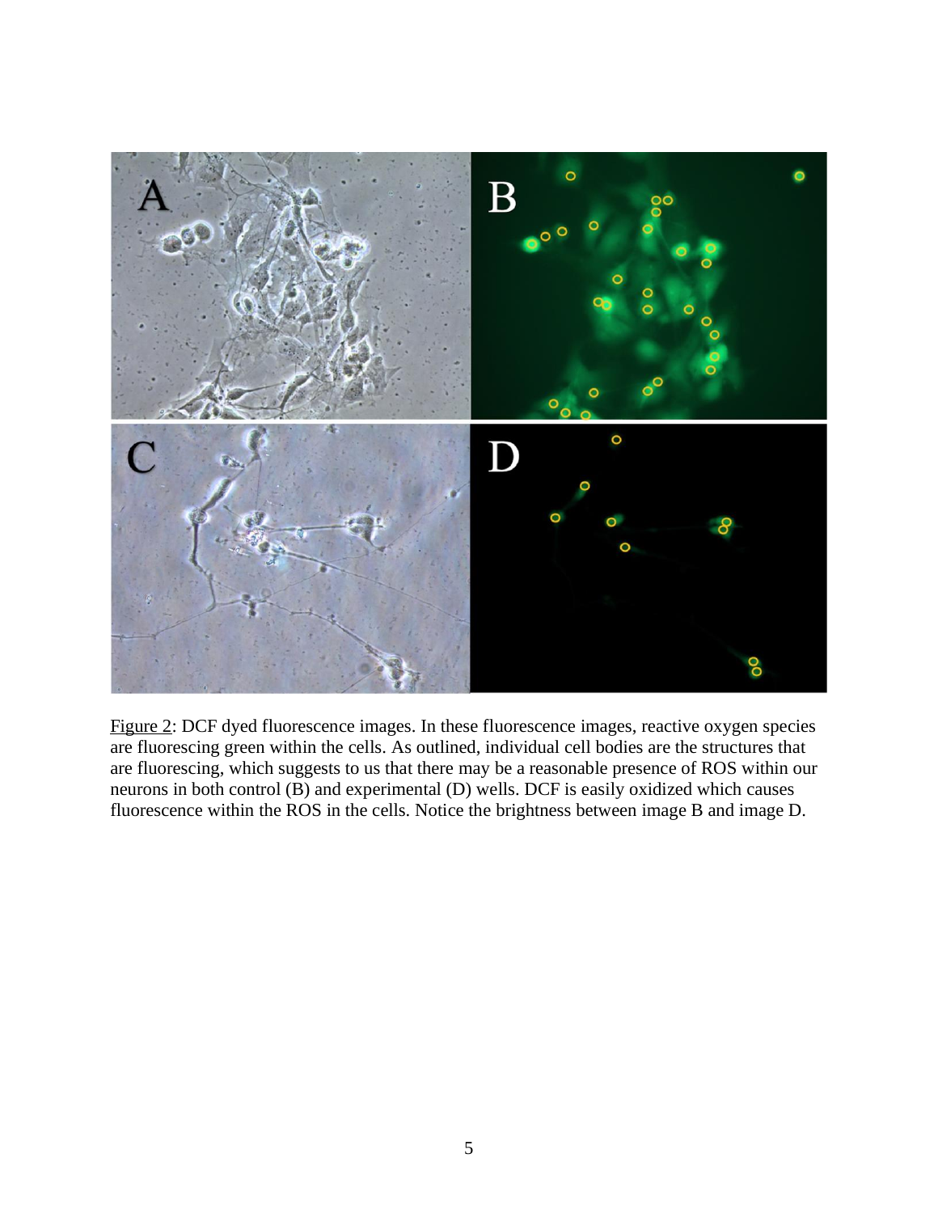Figure 2: DCF dyed fluorescence images. In these fluorescence images, reactive oxygen species are fluorescing green within the cells. As outlined, individual cell bodies are the structures that are fluorescing, which suggests to us that there may be a reasonable presence of ROS within our neurons in both control (B) and experimental (D) wells. DCF is easily oxidized which causes fluorescence within the ROS in the cells. Notice the brightness between image B and image D.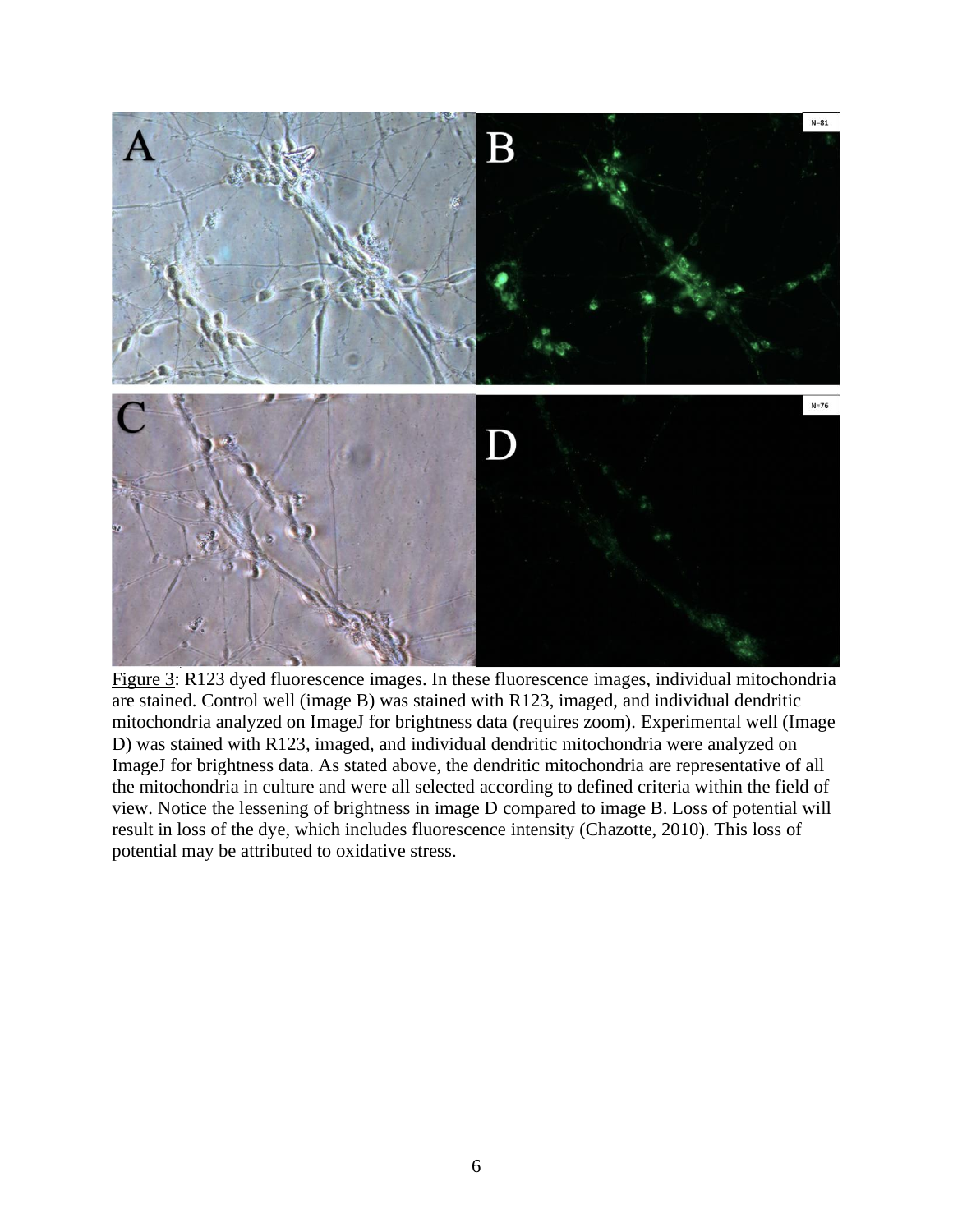Figure 3: R123 dyed fluorescence images. In these fluorescence images, individual mitochondria are stained. Control well (image B) was stained with R123, imaged, and individual dendritic mitochondria analyzed on ImageJ for brightness data (requires zoom). Experimental well (Image D) was stained with R123, imaged, and individual dendritic mitochondria were analyzed on ImageJ for brightness data. As stated above, the dendritic mitochondria are representative of all the mitochondria in culture and were all selected according to defined criteria within the field of view. Notice the lessening of brightness in image D compared to image B. Loss of potential will result in loss of the dye, which includes fluorescence intensity (Chazotte, 2010). This loss of potential may be attributed to oxidative stress.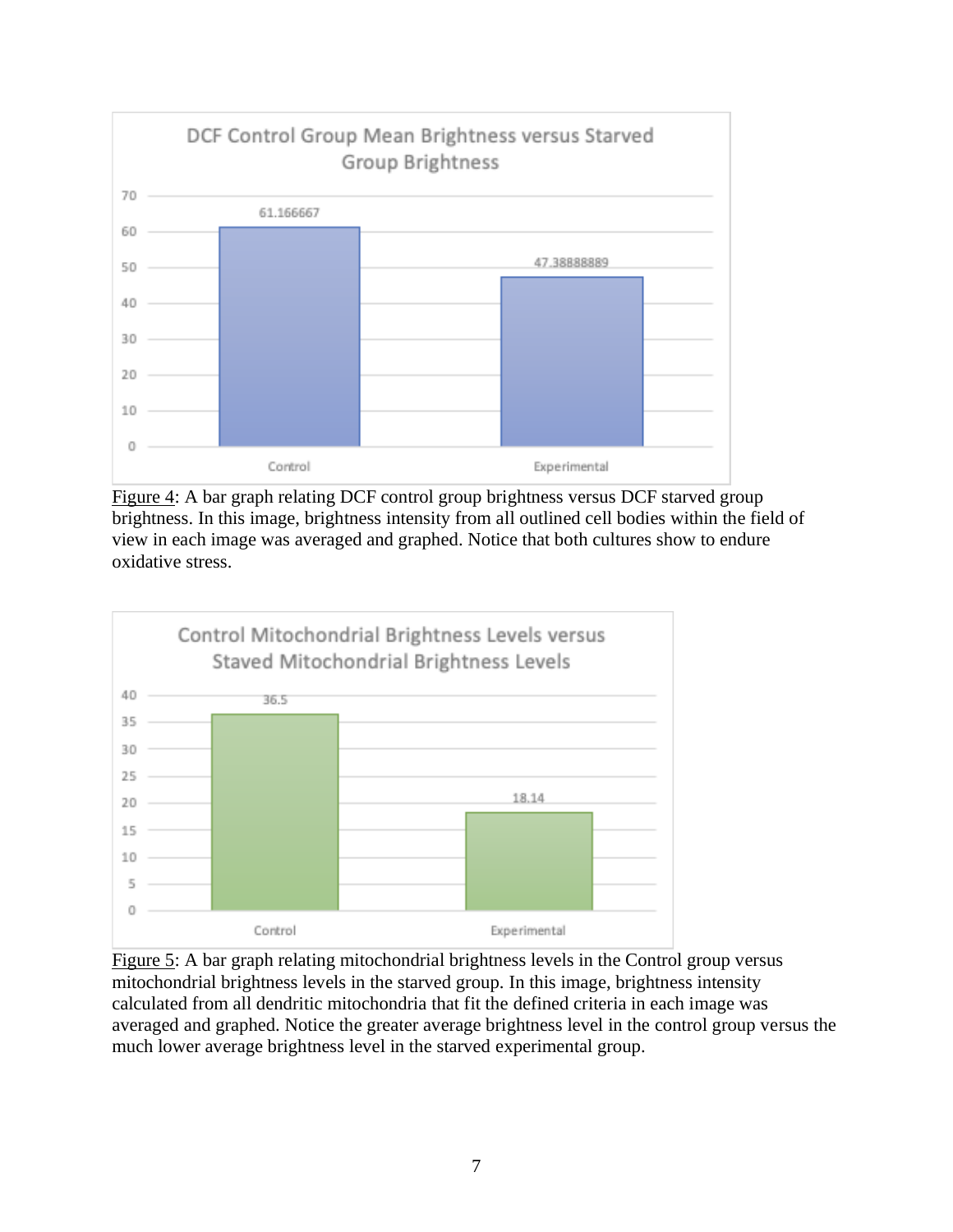Figure 4: A bar graph relating DCF control group brightness versus DCF starved group brightness. In this image, brightness intensity from all outlined cell bodies within the field of view in each image was averaged and graphed. Notice that both cultures show to endure oxidative stress.

Figure 5: A bar graph relating mitochondrial brightness levels in the Control group versus mitochondrial brightness levels in the starved group. In this image, brightness intensity calculated from all dendritic mitochondria that fit the defined criteria in each image was averaged and graphed. Notice the greater average brightness level in the control group versus the much lower average brightness level in the starved experimental group.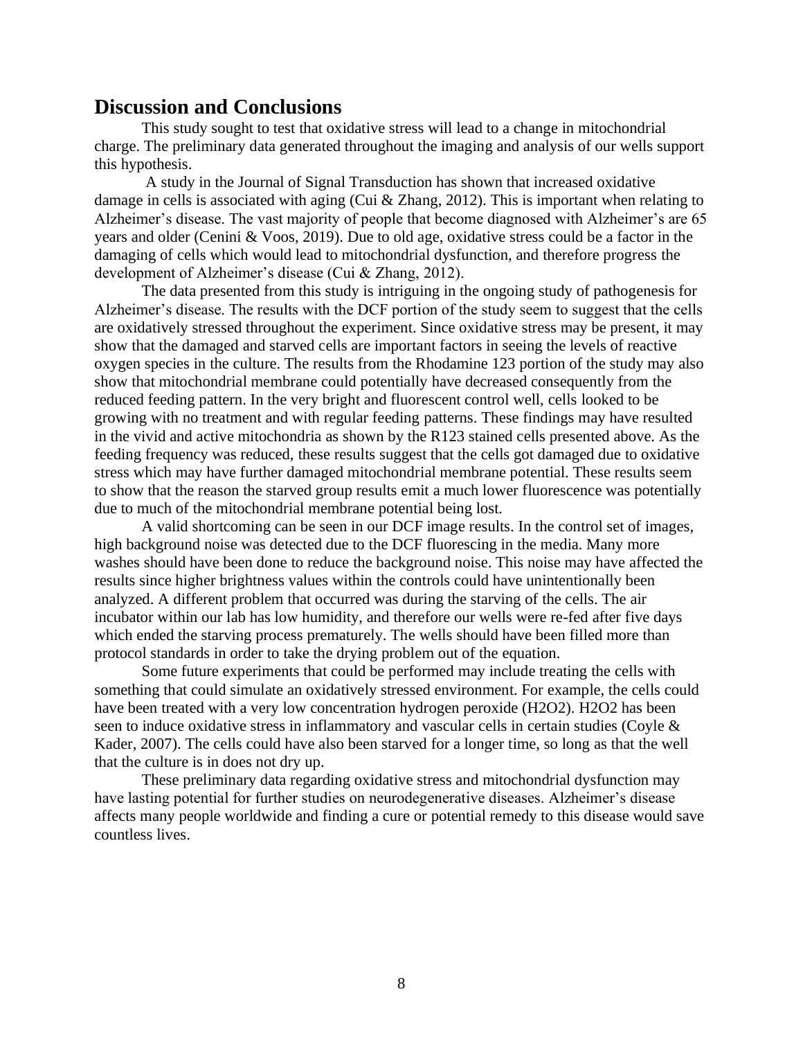## Discussion and Conclusions

This study sought to test that oxidative stress will lead to a change in mitochondrial charge. The preliminary data generated throughout the imaging and analysis of our wells support this hypothesis.

A study in the Journal of Signal Transduction has shown that increased oxidative damage in cells is associated with aging (Cui & Zhang, 2012). This is important when relating to Alzheimer's disease. The vast majority of people that become diagnosed with Alzheimer's are 65 years and older (Cenini & Voos, 2019). Due to old age, oxidative stress could be a factor in the damaging of cells which would lead to mitochondrial dysfunction, and therefore progress the development of Alzheimer's disease (Cui & Zhang, 2012).

The data presented from this study is intriguing in the ongoing study of pathogenesis for Alzheimer's disease. The results with the DCF portion of the study seem to suggest that the cells are oxidatively stressed throughout the experiment. Since oxidative stress may be present, it may show that the damaged and starved cells are important factors in seeing the levels of reactive oxygen species in the culture. The results from the Rhodamine 123 portion of the study may also show that mitochondrial membrane could potentially have decreased consequently from the reduced feeding pattern. In the very bright and fluorescent control well, cells looked to be growing with no treatment and with regular feeding patterns. These findings may have resulted in the vivid and active mitochondria as shown by the R123 stained cells presented above. As the feeding frequency was reduced, these results suggest that the cells got damaged due to oxidative stress which may have further damaged mitochondrial membrane potential. These results seem to show that the reason the starved group results emit a much lower fluorescence was potentially due to much of the mitochondrial membrane potential being lost.

A valid shortcoming can be seen in our DCF image results. In the control set of images, high background noise was detected due to the DCF fluorescing in the media. Many more washes should have been done to reduce the background noise. This noise may have affected the results since higher brightness values within the controls could have unintentionally been analyzed. A different problem that occurred was during the starving of the cells. The air incubator within our lab has low humidity, and therefore our wells were re-fed after five days which ended the starving process prematurely. The wells should have been filled more than protocol standards in order to take the drying problem out of the equation.

Some future experiments that could be performed may include treating the cells with something that could simulate an oxidatively stressed environment. For example, the cells could have been treated with a very low concentration hydrogen peroxide ($H_2O_2$). $H_2O_2$ has been seen to induce oxidative stress in inflammatory and vascular cells in certain studies (Coyle & Kader, 2007). The cells could have also been starved for a longer time, so long as that the well that the culture is in does not dry up.

These preliminary data regarding oxidative stress and mitochondrial dysfunction may have lasting potential for further studies on neurodegenerative diseases. Alzheimer's disease affects many people worldwide and finding a cure or potential remedy to this disease would save countless lives.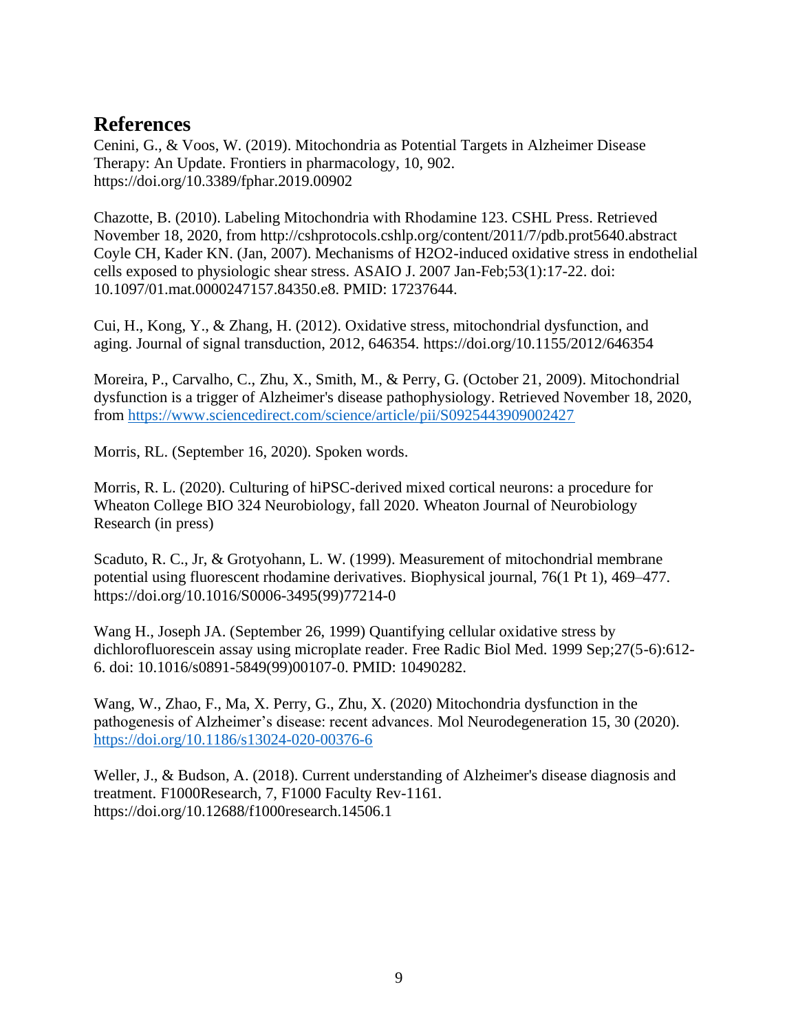## References

Cenini, G., & Voos, W. (2019). Mitochondria as Potential Targets in Alzheimer Disease Therapy: An Update. Frontiers in pharmacology, 10, 902. https://doi.org/10.3389/fphar.2019.00902

Chazotte, B. (2010). Labeling Mitochondria with Rhodamine 123. CSHL Press. Retrieved November 18, 2020, from http://cshprotocols.cshlp.org/content/2011/7/pdb.prot5640.abstract

Coyle CH, Kader KN. (Jan, 2007). Mechanisms of H2O2-induced oxidative stress in endothelial cells exposed to physiologic shear stress. ASAIO J. 2007 Jan-Feb;53(1):17-22. doi: 10.1097/01.mat.0000247157.84350.e8. PMID: 17237644.

Cui, H., Kong, Y., & Zhang, H. (2012). Oxidative stress, mitochondrial dysfunction, and aging. Journal of signal transduction, 2012, 646354. https://doi.org/10.1155/2012/646354

Moreira, P., Carvalho, C., Zhu, X., Smith, M., & Perry, G. (October 21, 2009). Mitochondrial dysfunction is a trigger of Alzheimer's disease pathophysiology. Retrieved November 18, 2020, from https://www.sciencedirect.com/science/article/pii/S0925443909002427

Morris, RL. (September 16, 2020). Spoken words.

Morris, R. L. (2020). Culturing of hiPSC-derived mixed cortical neurons: a procedure for Wheaton College BIO 324 Neurobiology, fall 2020. Wheaton Journal of Neurobiology Research (in press)

Scaduto, R. C., Jr, & Grotyohann, L. W. (1999). Measurement of mitochondrial membrane potential using fluorescent rhodamine derivatives. Biophysical journal, 76(1 Pt 1), 469–477. https://doi.org/10.1016/S0006-3495(99)77214-0

Wang H., Joseph JA. (September 26, 1999) Quantifying cellular oxidative stress by dichlorofluorescein assay using microplate reader. Free Radic Biol Med. 1999 Sep;27(5-6):612-6. doi: 10.1016/s0891-5849(99)00107-0. PMID: 10490282.

Wang, W., Zhao, F., Ma, X. Perry, G., Zhu, X. (2020) Mitochondria dysfunction in the pathogenesis of Alzheimer's disease: recent advances. Mol Neurodegeneration 15, 30 (2020). https://doi.org/10.1186/s13024-020-00376-6

Weller, J., & Budson, A. (2018). Current understanding of Alzheimer's disease diagnosis and treatment. F1000Research, 7, F1000 Faculty Rev-1161. https://doi.org/10.12688/f1000research.14506.1